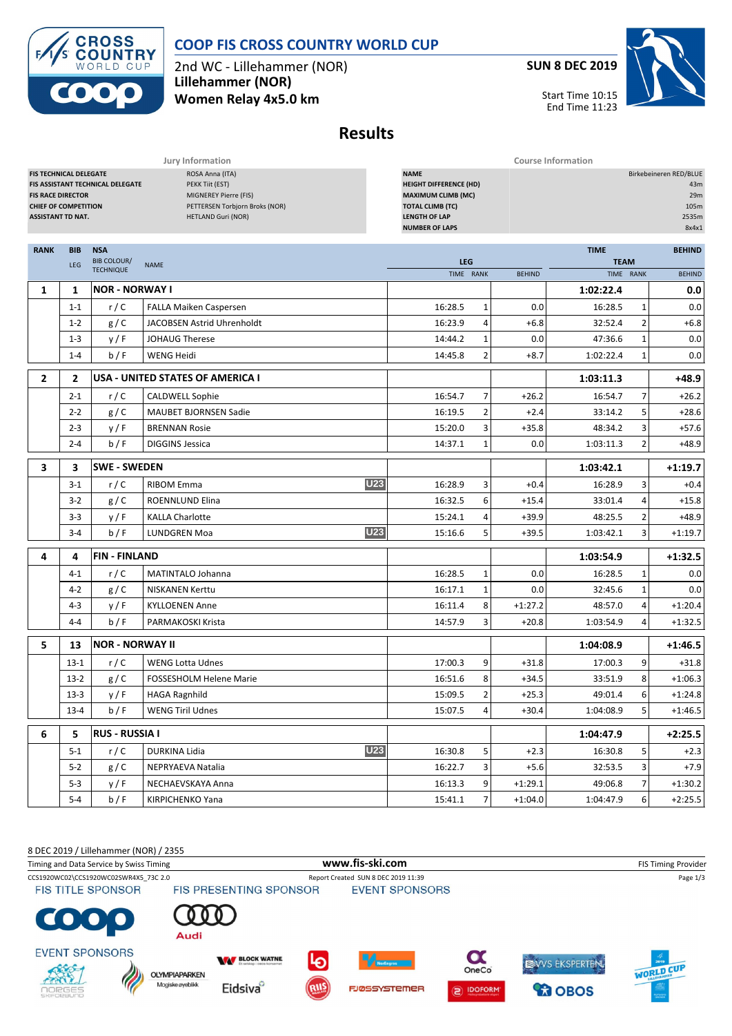# COOP FIS CROSS COUNTRY WORLD CUP

2nd WC - Lillehammer (NOR)
**Lillehammer (NOR)**
**Women Relay 4x5.0 km**

**SUN 8 DEC 2019**

Start Time 10:15
End Time 11:23

## Results

| Jury Information | |
|---|---|
| FIS TECHNICAL DELEGATE | ROSA Anna (ITA) |
| FIS ASSISTANT TECHNICAL DELEGATE | PEKK Tiit (EST) |
| FIS RACE DIRECTOR | MIGNEREY Pierre (FIS) |
| CHIEF OF COMPETITION | PETTERSEN Torbjorn Broks (NOR) |
| ASSISTANT TD NAT. | HETLAND Guri (NOR) |

| Course Information | |
|---|---|
| NAME | Birkebeineren RED/BLUE |
| HEIGHT DIFFERENCE (HD) | 43m |
| MAXIMUM CLIMB (MC) | 29m |
| TOTAL CLIMB (TC) | 105m |
| LENGTH OF LAP | 2535m |
| NUMBER OF LAPS | 8x4x1 |

| RANK | BIB / LEG | NSA / BIB COLOUR/ TECHNIQUE | NAME | | LEG TIME | LEG RANK | LEG BEHIND | TEAM TIME | TEAM RANK | BEHIND |
|---|---|---|---|---|---|---|---|---|---|---|
| 1 | 1 | NOR - NORWAY I | | | | | | 1:02:22.4 | | 0.0 |
| | 1-1 | r / C | FALLA Maiken Caspersen | | 16:28.5 | 1 | 0.0 | 16:28.5 | 1 | 0.0 |
| | 1-2 | g / C | JACOBSEN Astrid Uhrenholdt | | 16:23.9 | 4 | +6.8 | 32:52.4 | 2 | +6.8 |
| | 1-3 | y / F | JOHAUG Therese | | 14:44.2 | 1 | 0.0 | 47:36.6 | 1 | 0.0 |
| | 1-4 | b / F | WENG Heidi | | 14:45.8 | 2 | +8.7 | 1:02:22.4 | 1 | 0.0 |
| 2 | 2 | USA - UNITED STATES OF AMERICA I | | | | | | 1:03:11.3 | | +48.9 |
| | 2-1 | r / C | CALDWELL Sophie | | 16:54.7 | 7 | +26.2 | 16:54.7 | 7 | +26.2 |
| | 2-2 | g / C | MAUBET BJORNSEN Sadie | | 16:19.5 | 2 | +2.4 | 33:14.2 | 5 | +28.6 |
| | 2-3 | y / F | BRENNAN Rosie | | 15:20.0 | 3 | +35.8 | 48:34.2 | 3 | +57.6 |
| | 2-4 | b / F | DIGGINS Jessica | | 14:37.1 | 1 | 0.0 | 1:03:11.3 | 2 | +48.9 |
| 3 | 3 | SWE - SWEDEN | | | | | | 1:03:42.1 | | +1:19.7 |
| | 3-1 | r / C | RIBOM Emma | U23 | 16:28.9 | 3 | +0.4 | 16:28.9 | 3 | +0.4 |
| | 3-2 | g / C | ROENNLUND Elina | | 16:32.5 | 6 | +15.4 | 33:01.4 | 4 | +15.8 |
| | 3-3 | y / F | KALLA Charlotte | | 15:24.1 | 4 | +39.9 | 48:25.5 | 2 | +48.9 |
| | 3-4 | b / F | LUNDGREN Moa | U23 | 15:16.6 | 5 | +39.5 | 1:03:42.1 | 3 | +1:19.7 |
| 4 | 4 | FIN - FINLAND | | | | | | 1:03:54.9 | | +1:32.5 |
| | 4-1 | r / C | MATINTALO Johanna | | 16:28.5 | 1 | 0.0 | 16:28.5 | 1 | 0.0 |
| | 4-2 | g / C | NISKANEN Kerttu | | 16:17.1 | 1 | 0.0 | 32:45.6 | 1 | 0.0 |
| | 4-3 | y / F | KYLLOENEN Anne | | 16:11.4 | 8 | +1:27.2 | 48:57.0 | 4 | +1:20.4 |
| | 4-4 | b / F | PARMAKOSKI Krista | | 14:57.9 | 3 | +20.8 | 1:03:54.9 | 4 | +1:32.5 |
| 5 | 13 | NOR - NORWAY II | | | | | | 1:04:08.9 | | +1:46.5 |
| | 13-1 | r / C | WENG Lotta Udnes | | 17:00.3 | 9 | +31.8 | 17:00.3 | 9 | +31.8 |
| | 13-2 | g / C | FOSSESHOLM Helene Marie | | 16:51.6 | 8 | +34.5 | 33:51.9 | 8 | +1:06.3 |
| | 13-3 | y / F | HAGA Ragnhild | | 15:09.5 | 2 | +25.3 | 49:01.4 | 6 | +1:24.8 |
| | 13-4 | b / F | WENG Tiril Udnes | | 15:07.5 | 4 | +30.4 | 1:04:08.9 | 5 | +1:46.5 |
| 6 | 5 | RUS - RUSSIA I | | | | | | 1:04:47.9 | | +2:25.5 |
| | 5-1 | r / C | DURKINA Lidia | U23 | 16:30.8 | 5 | +2.3 | 16:30.8 | 5 | +2.3 |
| | 5-2 | g / C | NEPRYAEVA Natalia | | 16:22.7 | 3 | +5.6 | 32:53.5 | 3 | +7.9 |
| | 5-3 | y / F | NECHAEVSKAYA Anna | | 16:13.3 | 9 | +1:29.1 | 49:06.8 | 7 | +1:30.2 |
| | 5-4 | b / F | KIRPICHENKO Yana | | 15:41.1 | 7 | +1:04.0 | 1:04:47.9 | 6 | +2:25.5 |

8 DEC 2019 / Lillehammer (NOR) / 2355
Timing and Data Service by Swiss Timing — www.fis-ski.com — FIS Timing Provider
CCS1920WC02\CCS1920WC02SWR4X5_73C 2.0 — Report Created SUN 8 DEC 2019 11:39

FIS TITLE SPONSOR — FIS PRESENTING SPONSOR — EVENT SPONSORS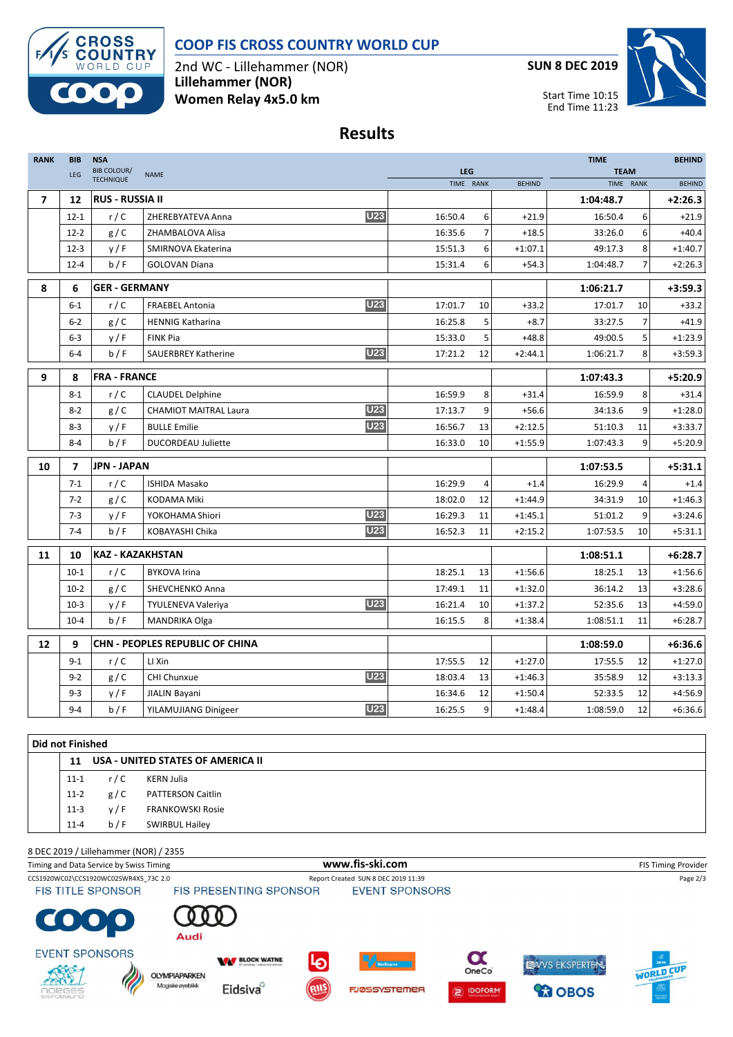# COOP FIS CROSS COUNTRY WORLD CUP

2nd WC - Lillehammer (NOR)
**Lillehammer (NOR)**
**Women Relay 4x5.0 km**

**SUN 8 DEC 2019**

Start Time 10:15
End Time 11:23

## Results

| RANK | BIB / LEG | NSA / BIB COLOUR/ TECHNIQUE | NAME | | LEG TIME | LEG RANK | LEG BEHIND | TEAM TIME | TEAM RANK | BEHIND |
|---|---|---|---|---|---|---|---|---|---|---|
| **7** | **12** | **RUS - RUSSIA II** | | | | | | **1:04:48.7** | | **+2:26.3** |
| | 12-1 | r / C | ZHEREBYATEVA Anna | U23 | 16:50.4 | 6 | +21.9 | 16:50.4 | 6 | +21.9 |
| | 12-2 | g / C | ZHAMBALOVA Alisa | | 16:35.6 | 7 | +18.5 | 33:26.0 | 6 | +40.4 |
| | 12-3 | y / F | SMIRNOVA Ekaterina | | 15:51.3 | 6 | +1:07.1 | 49:17.3 | 8 | +1:40.7 |
| | 12-4 | b / F | GOLOVAN Diana | | 15:31.4 | 6 | +54.3 | 1:04:48.7 | 7 | +2:26.3 |
| **8** | **6** | **GER - GERMANY** | | | | | | **1:06:21.7** | | **+3:59.3** |
| | 6-1 | r / C | FRAEBEL Antonia | U23 | 17:01.7 | 10 | +33.2 | 17:01.7 | 10 | +33.2 |
| | 6-2 | g / C | HENNIG Katharina | | 16:25.8 | 5 | +8.7 | 33:27.5 | 7 | +41.9 |
| | 6-3 | y / F | FINK Pia | | 15:33.0 | 5 | +48.8 | 49:00.5 | 5 | +1:23.9 |
| | 6-4 | b / F | SAUERBREY Katherine | U23 | 17:21.2 | 12 | +2:44.1 | 1:06:21.7 | 8 | +3:59.3 |
| **9** | **8** | **FRA - FRANCE** | | | | | | **1:07:43.3** | | **+5:20.9** |
| | 8-1 | r / C | CLAUDEL Delphine | | 16:59.9 | 8 | +31.4 | 16:59.9 | 8 | +31.4 |
| | 8-2 | g / C | CHAMIOT MAITRAL Laura | U23 | 17:13.7 | 9 | +56.6 | 34:13.6 | 9 | +1:28.0 |
| | 8-3 | y / F | BULLE Emilie | U23 | 16:56.7 | 13 | +2:12.5 | 51:10.3 | 11 | +3:33.7 |
| | 8-4 | b / F | DUCORDEAU Juliette | | 16:33.0 | 10 | +1:55.9 | 1:07:43.3 | 9 | +5:20.9 |
| **10** | **7** | **JPN - JAPAN** | | | | | | **1:07:53.5** | | **+5:31.1** |
| | 7-1 | r / C | ISHIDA Masako | | 16:29.9 | 4 | +1.4 | 16:29.9 | 4 | +1.4 |
| | 7-2 | g / C | KODAMA Miki | | 18:02.0 | 12 | +1:44.9 | 34:31.9 | 10 | +1:46.3 |
| | 7-3 | y / F | YOKOHAMA Shiori | U23 | 16:29.3 | 11 | +1:45.1 | 51:01.2 | 9 | +3:24.6 |
| | 7-4 | b / F | KOBAYASHI Chika | U23 | 16:52.3 | 11 | +2:15.2 | 1:07:53.5 | 10 | +5:31.1 |
| **11** | **10** | **KAZ - KAZAKHSTAN** | | | | | | **1:08:51.1** | | **+6:28.7** |
| | 10-1 | r / C | BYKOVA Irina | | 18:25.1 | 13 | +1:56.6 | 18:25.1 | 13 | +1:56.6 |
| | 10-2 | g / C | SHEVCHENKO Anna | | 17:49.1 | 11 | +1:32.0 | 36:14.2 | 13 | +3:28.6 |
| | 10-3 | y / F | TYULENEVA Valeriya | U23 | 16:21.4 | 10 | +1:37.2 | 52:35.6 | 13 | +4:59.0 |
| | 10-4 | b / F | MANDRIKA Olga | | 16:15.5 | 8 | +1:38.4 | 1:08:51.1 | 11 | +6:28.7 |
| **12** | **9** | **CHN - PEOPLES REPUBLIC OF CHINA** | | | | | | **1:08:59.0** | | **+6:36.6** |
| | 9-1 | r / C | LI Xin | | 17:55.5 | 12 | +1:27.0 | 17:55.5 | 12 | +1:27.0 |
| | 9-2 | g / C | CHI Chunxue | U23 | 18:03.4 | 13 | +1:46.3 | 35:58.9 | 12 | +3:13.3 |
| | 9-3 | y / F | JIALIN Bayani | | 16:34.6 | 12 | +1:50.4 | 52:33.5 | 12 | +4:56.9 |
| | 9-4 | b / F | YILAMUJIANG Dinigeer | U23 | 16:25.5 | 9 | +1:48.4 | 1:08:59.0 | 12 | +6:36.6 |

### Did not Finished

| BIB / LEG | BIB COLOUR/ TECHNIQUE | NAME |
|---|---|---|
| **11** | **USA - UNITED STATES OF AMERICA II** | |
| 11-1 | r / C | KERN Julia |
| 11-2 | g / C | PATTERSON Caitlin |
| 11-3 | y / F | FRANKOWSKI Rosie |
| 11-4 | b / F | SWIRBUL Hailey |

8 DEC 2019 / Lillehammer (NOR) / 2355

Timing and Data Service by Swiss Timing — www.fis-ski.com — FIS Timing Provider

CCS1920WC02\CCS1920WC02SWR4X5_73C 2.0 — Report Created SUN 8 DEC 2019 11:39

FIS TITLE SPONSOR — FIS PRESENTING SPONSOR — EVENT SPONSORS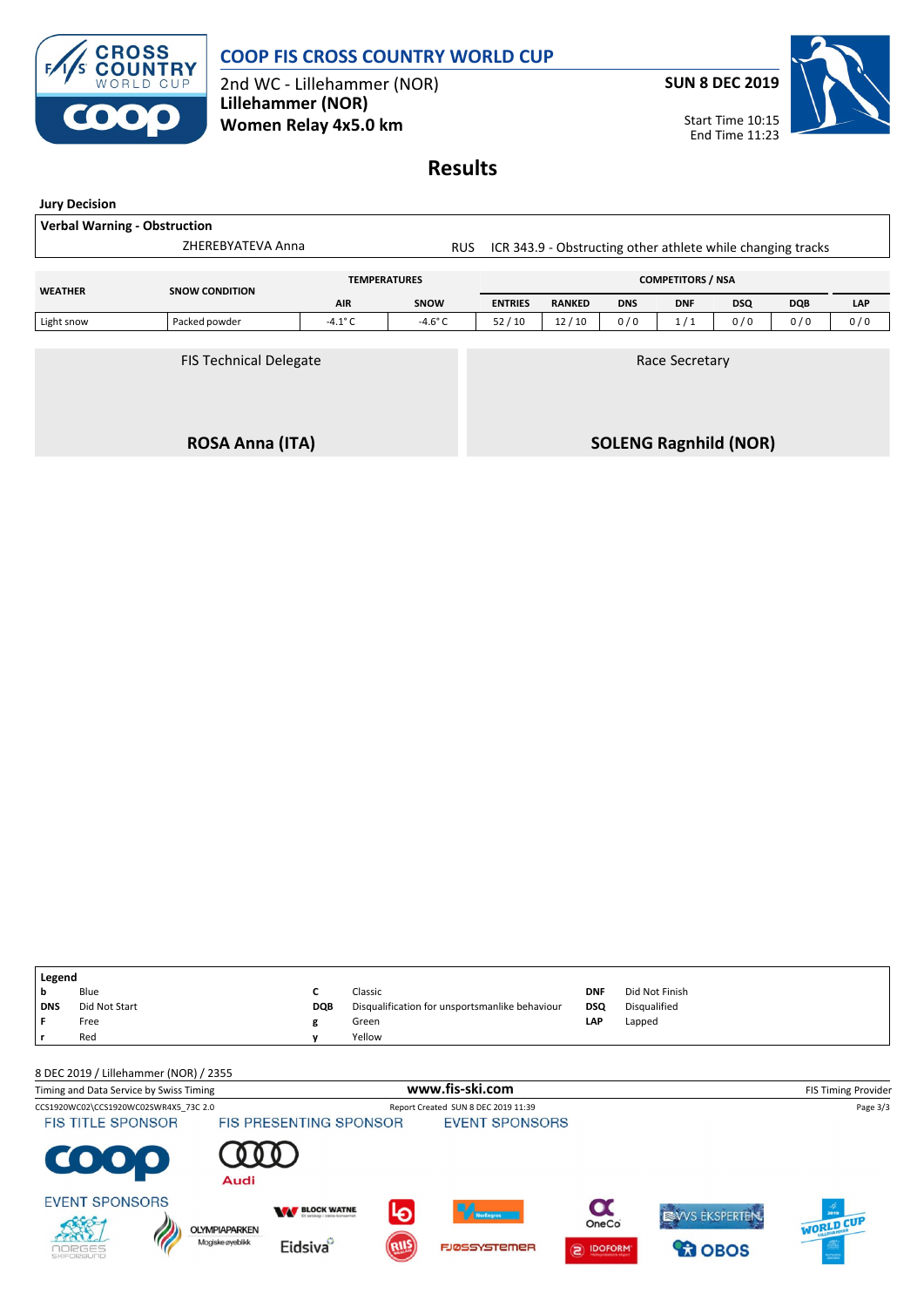# COOP FIS CROSS COUNTRY WORLD CUP

2nd WC - Lillehammer (NOR)
**Lillehammer (NOR)**
**Women Relay 4x5.0 km**

**SUN 8 DEC 2019**

Start Time 10:15
End Time 11:23

## Results

**Jury Decision**

**Verbal Warning - Obstruction**

| | | |
|---|---|---|
| ZHEREBYATEVA Anna | RUS | ICR 343.9 - Obstructing other athlete while changing tracks |

| WEATHER | SNOW CONDITION | TEMPERATURES | | COMPETITORS / NSA | | | | | | |
|---|---|---|---|---|---|---|---|---|---|---|
| | | AIR | SNOW | ENTRIES | RANKED | DNS | DNF | DSQ | DQB | LAP |
| Light snow | Packed powder | -4.1° C | -4.6° C | 52 / 10 | 12 / 10 | 0 / 0 | 1 / 1 | 0 / 0 | 0 / 0 | 0 / 0 |

FIS Technical Delegate

**ROSA Anna (ITA)**

Race Secretary

**SOLENG Ragnhild (NOR)**

**Legend**

| | | | | | |
|---|---|---|---|---|---|
| **b** | Blue | **C** | Classic | **DNF** | Did Not Finish |
| **DNS** | Did Not Start | **DQB** | Disqualification for unsportsmanlike behaviour | **DSQ** | Disqualified |
| **F** | Free | **g** | Green | **LAP** | Lapped |
| **r** | Red | **y** | Yellow | | |

8 DEC 2019 / Lillehammer (NOR) / 2355

Timing and Data Service by Swiss Timing — www.fis-ski.com — FIS Timing Provider

CCS1920WC02\CCS1920WC02SWR4X5_73C 2.0 — Report Created SUN 8 DEC 2019 11:39

FIS TITLE SPONSOR — FIS PRESENTING SPONSOR — EVENT SPONSORS

EVENT SPONSORS